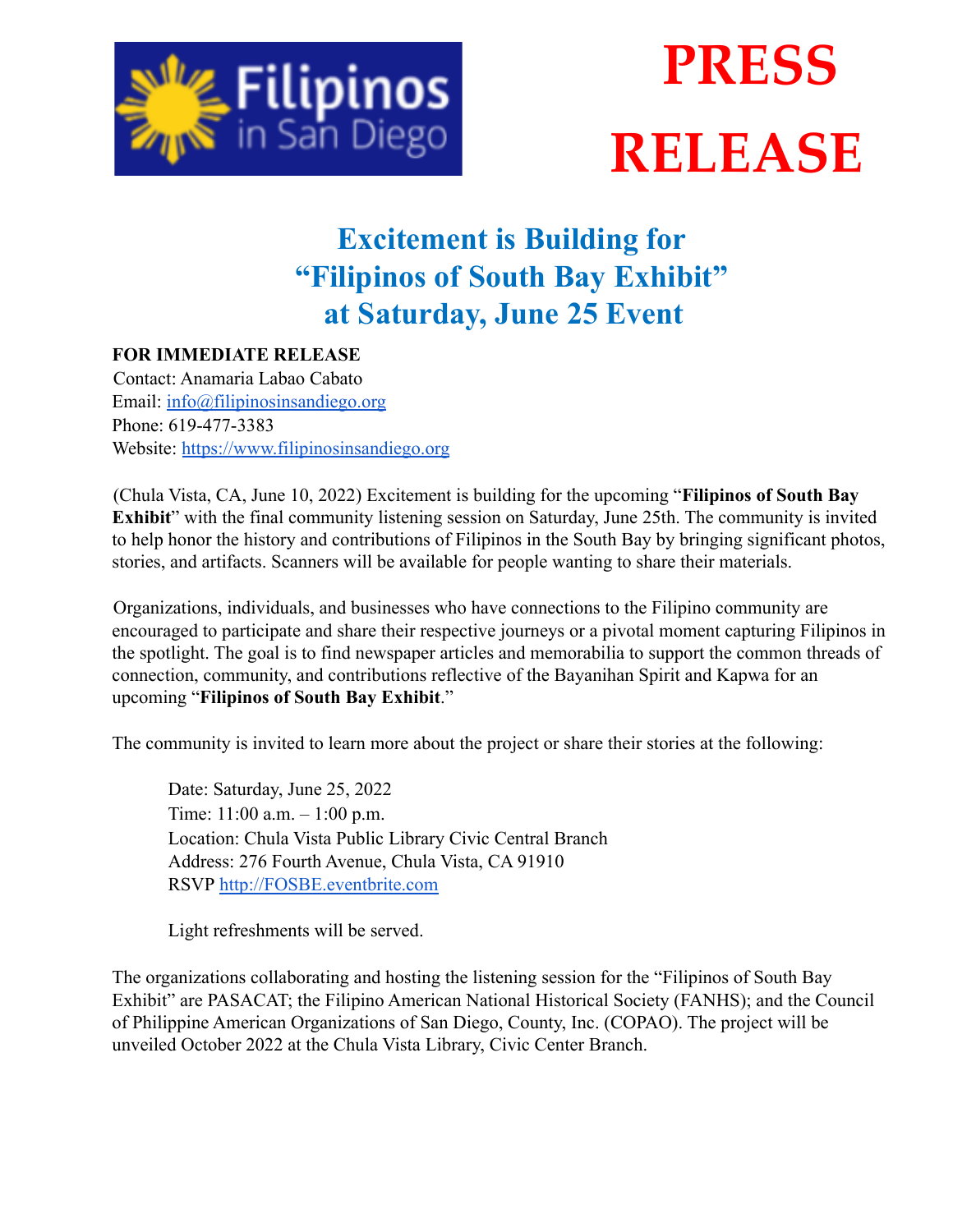Filipinos in San Diego

# PRESS RELEASE

## Excitement is Building for "Filipinos of South Bay Exhibit" at Saturday, June 25 Event

**FOR IMMEDIATE RELEASE**
Contact: Anamaria Labao Cabato
Email: info@filipinosinsandiego.org
Phone: 619-477-3383
Website: https://www.filipinosinsandiego.org

(Chula Vista, CA, June 10, 2022) Excitement is building for the upcoming "**Filipinos of South Bay Exhibit**" with the final community listening session on Saturday, June 25th. The community is invited to help honor the history and contributions of Filipinos in the South Bay by bringing significant photos, stories, and artifacts. Scanners will be available for people wanting to share their materials.

Organizations, individuals, and businesses who have connections to the Filipino community are encouraged to participate and share their respective journeys or a pivotal moment capturing Filipinos in the spotlight. The goal is to find newspaper articles and memorabilia to support the common threads of connection, community, and contributions reflective of the Bayanihan Spirit and Kapwa for an upcoming "**Filipinos of South Bay Exhibit**."

The community is invited to learn more about the project or share their stories at the following:

Date: Saturday, June 25, 2022
Time: 11:00 a.m. – 1:00 p.m.
Location: Chula Vista Public Library Civic Central Branch
Address: 276 Fourth Avenue, Chula Vista, CA 91910
RSVP http://FOSBE.eventbrite.com

Light refreshments will be served.

The organizations collaborating and hosting the listening session for the "Filipinos of South Bay Exhibit" are PASACAT; the Filipino American National Historical Society (FANHS); and the Council of Philippine American Organizations of San Diego, County, Inc. (COPAO). The project will be unveiled October 2022 at the Chula Vista Library, Civic Center Branch.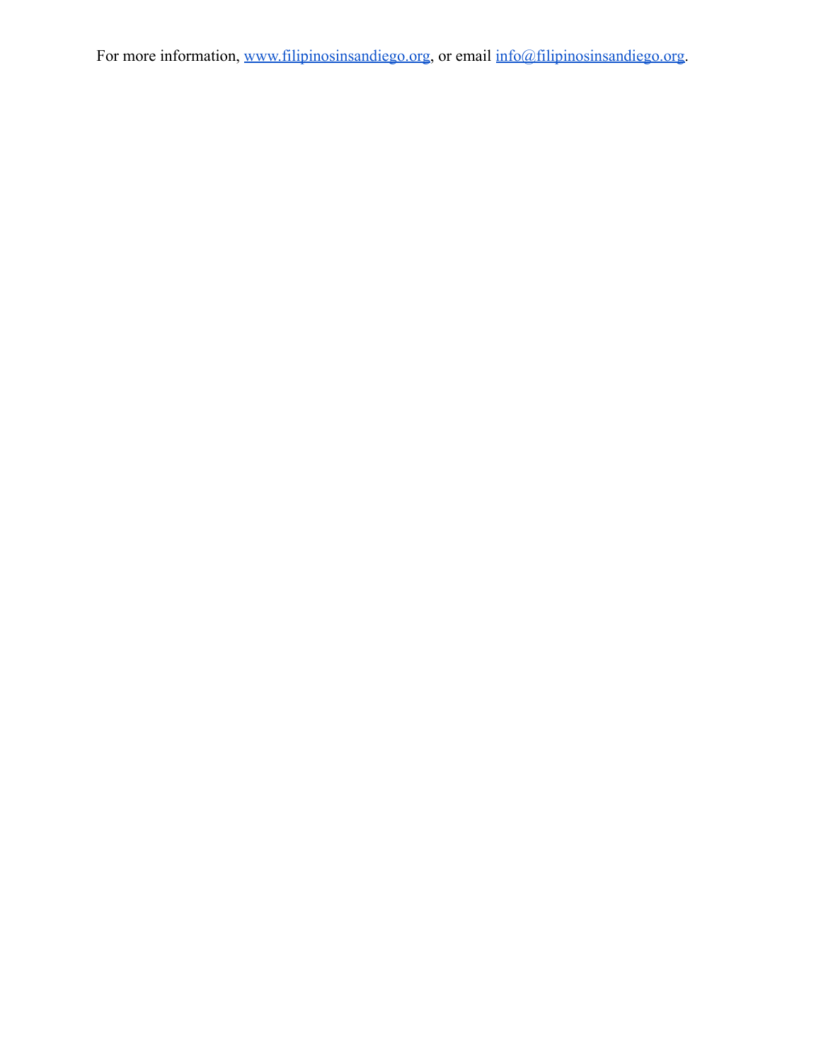For more information, www.filipinosinsandiego.org, or email info@filipinosinsandiego.org.